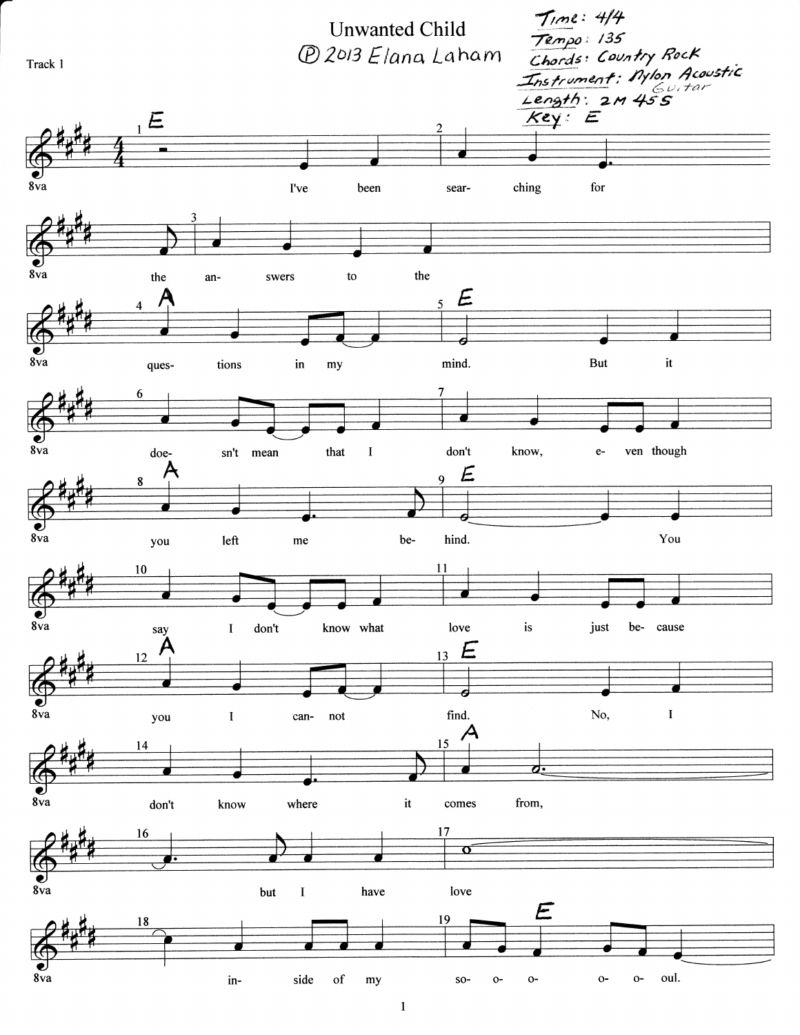# Unwanted Child

Ⓟ 2013 Elana Laham

Time: 4/4
Tempo: 135
Chords: Country Rock
Instrument: Nylon Acoustic Guitar
Length: 2M 45S
Key: E

Track 1

8va

1 **E** I've been 2 sear- ching for the 3 an- swers to the

4 **A** ques- tions in my 5 **E** mind. But it

6 doe- sn't mean that I 7 don't know, e- ven though

8 **A** you left me be- 9 **E** hind. You

10 say I don't know what 11 love is just be- cause

12 **A** you I can- not 13 **E** find. No, I

14 don't know where it 15 **A** comes from,

16 but I have 17 love

18 in- side of my 19 **E** so- o- o- o- o- oul.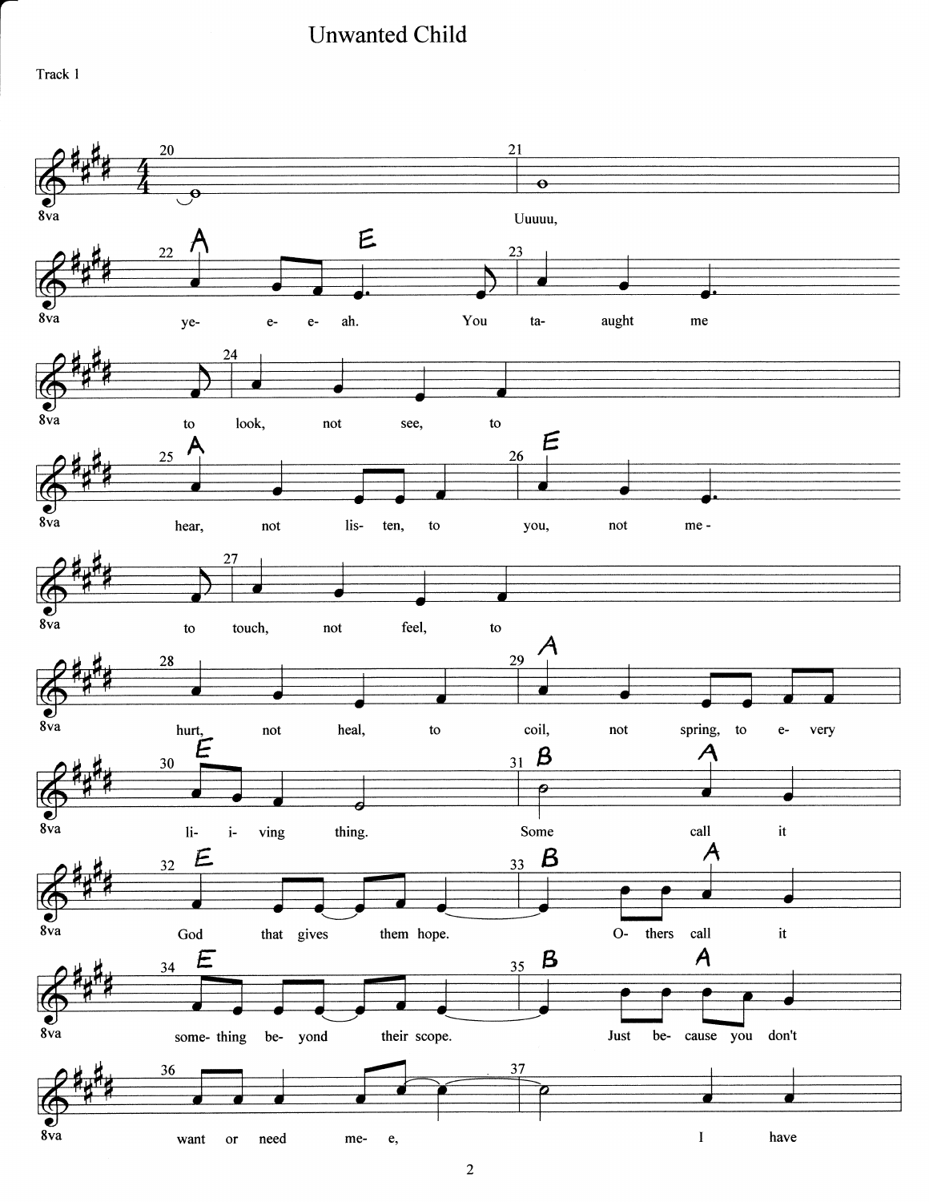# Unwanted Child

Track 1

20 21

Uuuuu,

22 A E 23

ye- e- e- ah. You ta- aught me

24

to look, not see, to

25 A 26 E

hear, not lis- ten, to you, not me -

27

to touch, not feel, to

28 29 A

hurt, not heal, to coil, not spring, to e- very

30 E 31 B A

li- i- ving thing. Some call it

32 E 33 B A

God that gives them hope. O- thers call it

34 E 35 B A

some- thing be- yond their scope. Just be- cause you don't

36 37

want or need me- e, I have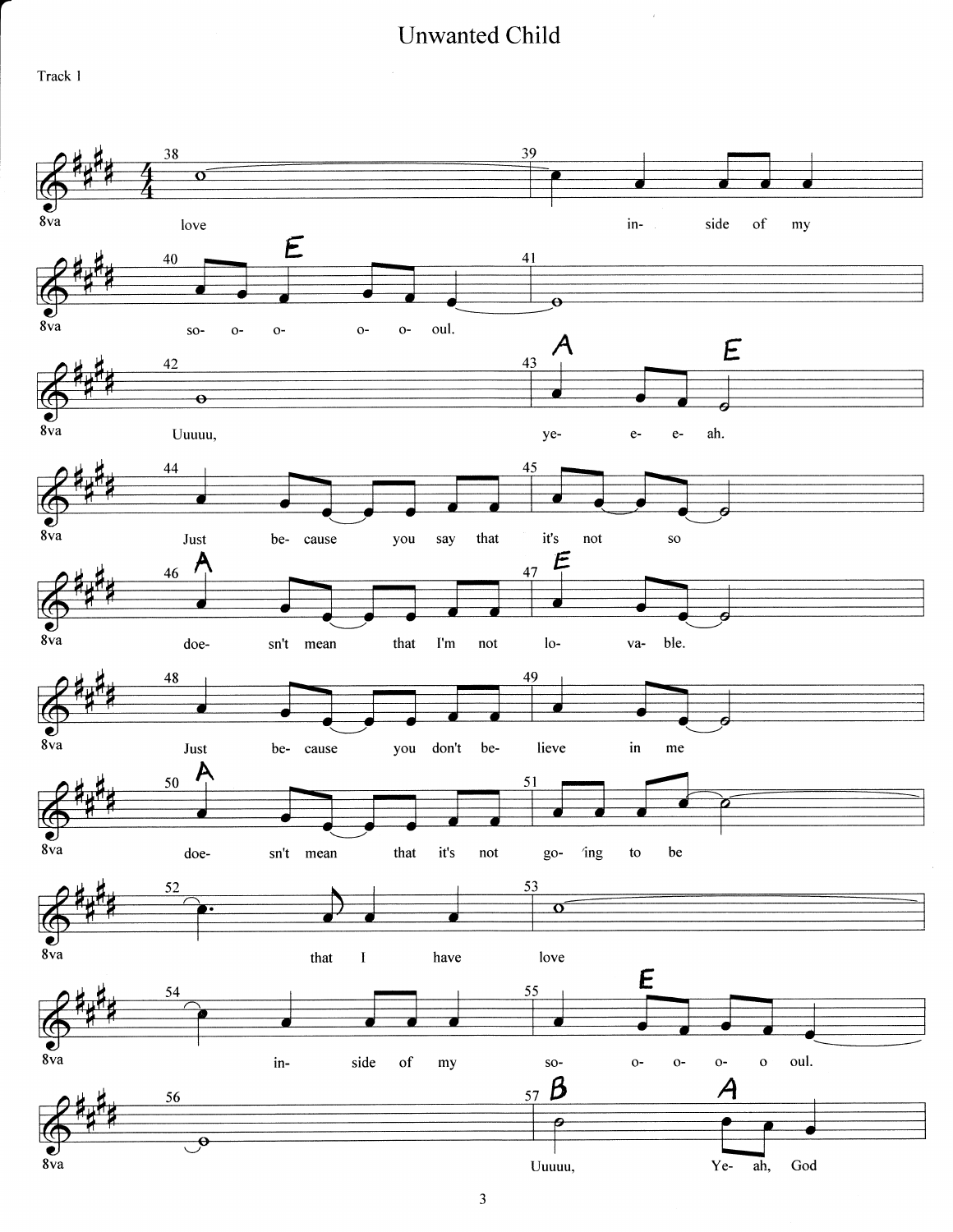# Unwanted Child

Track 1

38 love

39 in- side of my

40 so- o- o- o- o- oul. (E)

41

42 Uuuuu,

43 ye- e- e- ah. (A) (E)

44 Just be- cause you say that

45 it's not so

46 doe- sn't mean that I'm not (A)

47 lo- va- ble. (E)

48 Just be- cause you don't be-

49 lieve in me

50 doe- sn't mean that it's not (A)

51 go- ing to be

52 that I have

53 love

54 in- side of my

55 so- o- o- o- o oul. (E)

56

57 Uuuuu, Ye- ah, God (B) (A)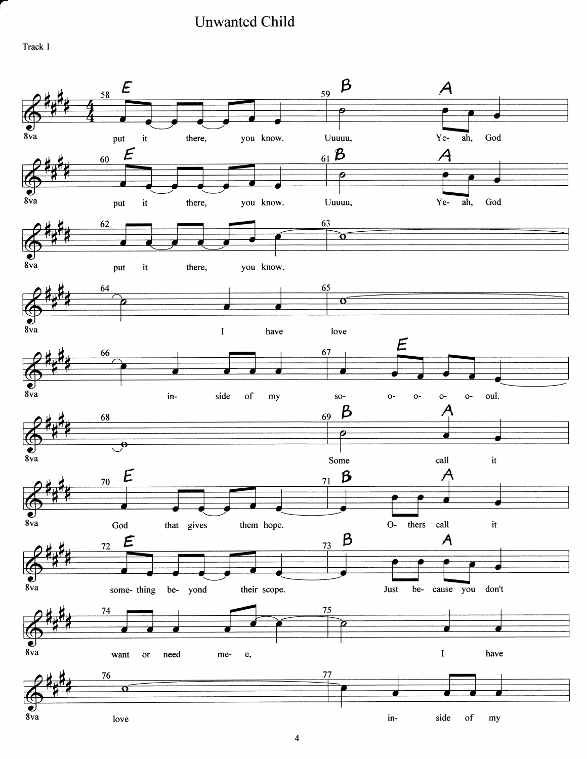# Unwanted Child

Track 1

| Measure | Chords | Lyrics |
|---|---|---|
| 58 | E | put it there, you know. |
| 59 | B A | Uuuuu, Ye- ah, God |
| 60 | E | put it there, you know. |
| 61 | B A | Uuuuu, Ye- ah, God |
| 62 | | put it there, you know. |
| 63 | | |
| 64 | | I have |
| 65 | | love |
| 66 | | in- side of my |
| 67 | E | so- o- o- o- o- oul. |
| 68 | | |
| 69 | B A | Some call it |
| 70 | E | God that gives them hope. |
| 71 | B A | O- thers call it |
| 72 | E | some- thing be- yond their scope. |
| 73 | B A | Just be- cause you don't |
| 74 | | want or need me- e, |
| 75 | | I have |
| 76 | | love |
| 77 | | in- side of my |

8va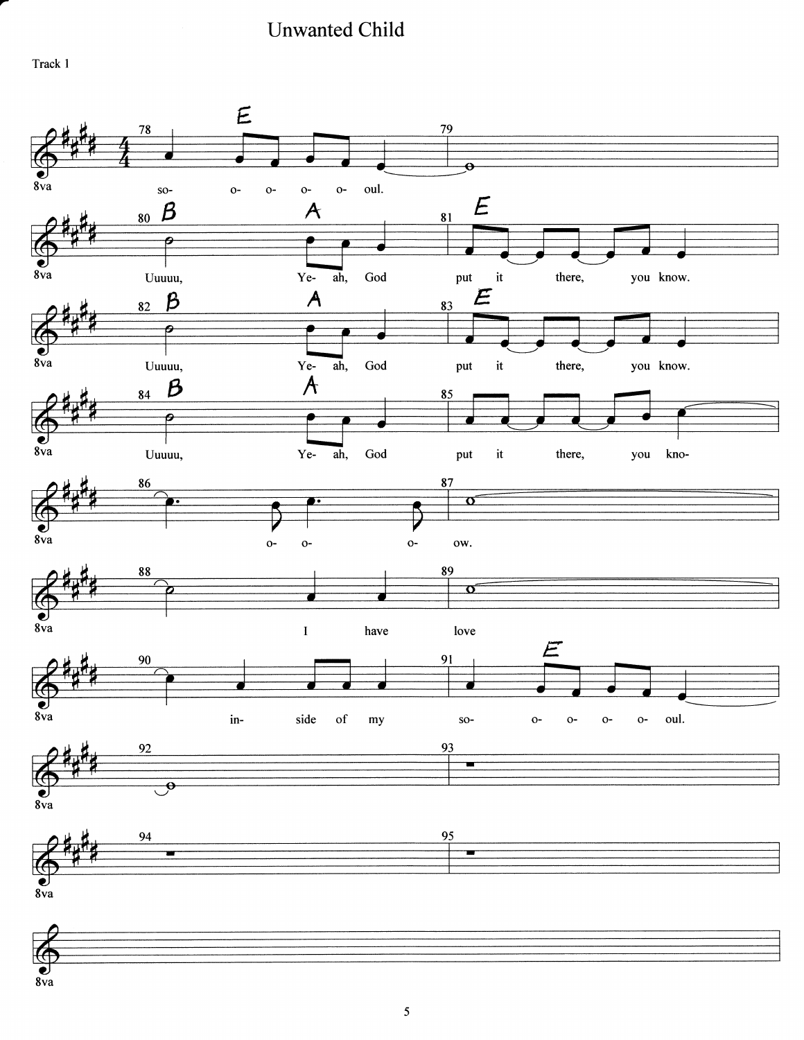# Unwanted Child

Track 1

so- o- o- o- o- oul.

Uuuuu, Ye- ah, God put it there, you know.

Uuuuu, Ye- ah, God put it there, you know.

Uuuuu, Ye- ah, God put it there, you kno-

o- o- o- ow.

I have love

in- side of my so- o- o- o- o- oul.